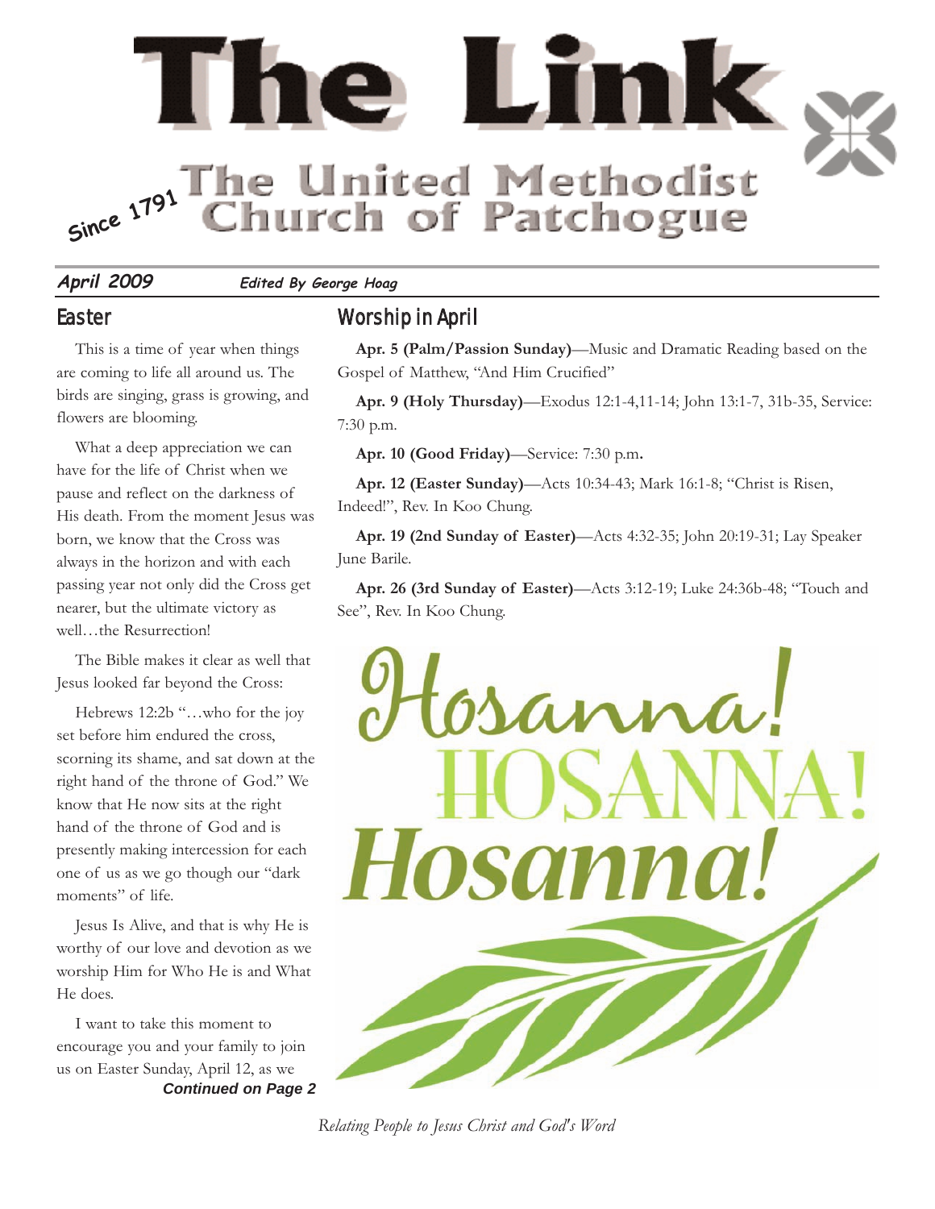# The Link

## The United Methodist Church of Patchogue

Since 1791

***April 2009*** ***Edited By George Hoag***

## Easter

This is a time of year when things are coming to life all around us. The birds are singing, grass is growing, and flowers are blooming.

What a deep appreciation we can have for the life of Christ when we pause and reflect on the darkness of His death. From the moment Jesus was born, we know that the Cross was always in the horizon and with each passing year not only did the Cross get nearer, but the ultimate victory as well…the Resurrection!

The Bible makes it clear as well that Jesus looked far beyond the Cross:

Hebrews 12:2b "…who for the joy set before him endured the cross, scorning its shame, and sat down at the right hand of the throne of God." We know that He now sits at the right hand of the throne of God and is presently making intercession for each one of us as we go though our "dark moments" of life.

Jesus Is Alive, and that is why He is worthy of our love and devotion as we worship Him for Who He is and What He does.

I want to take this moment to encourage you and your family to join us on Easter Sunday, April 12, as we

***Continued on Page 2***

## Worship in April

**Apr. 5 (Palm/Passion Sunday)**—Music and Dramatic Reading based on the Gospel of Matthew, "And Him Crucified"

**Apr. 9 (Holy Thursday)**—Exodus 12:1-4,11-14; John 13:1-7, 31b-35, Service: 7:30 p.m.

**Apr. 10 (Good Friday)**—Service: 7:30 p.m.

**Apr. 12 (Easter Sunday)**—Acts 10:34-43; Mark 16:1-8; "Christ is Risen, Indeed!", Rev. In Koo Chung.

**Apr. 19 (2nd Sunday of Easter)**—Acts 4:32-35; John 20:19-31; Lay Speaker June Barile.

**Apr. 26 (3rd Sunday of Easter)**—Acts 3:12-19; Luke 24:36b-48; "Touch and See", Rev. In Koo Chung.

Hosanna! HOSANNA! Hosanna!

*Relating People to Jesus Christ and God's Word*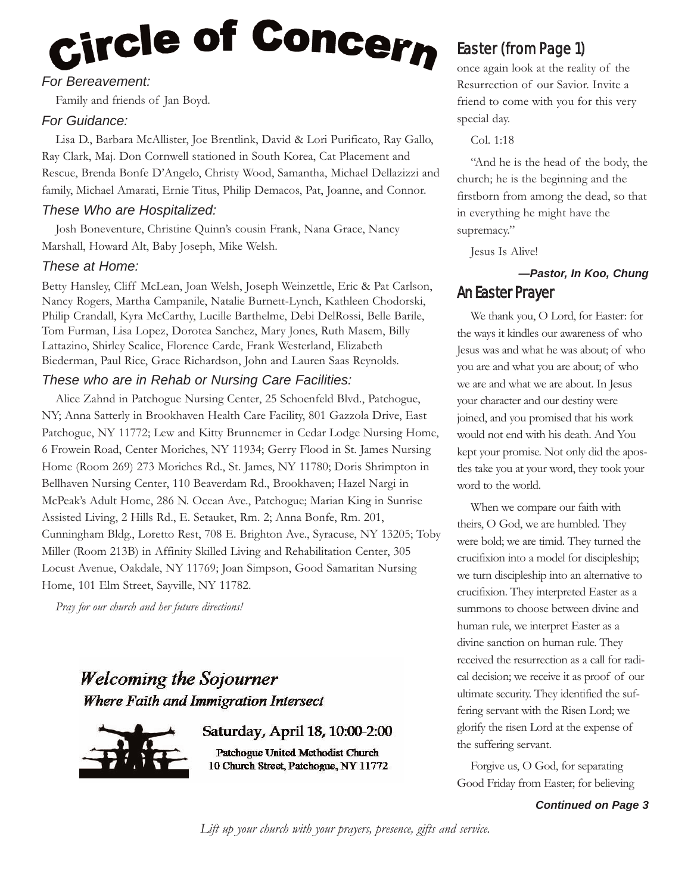# Circle of Concern

### *For Bereavement:*

Family and friends of Jan Boyd.

### *For Guidance:*

Lisa D., Barbara McAllister, Joe Brentlink, David & Lori Purificato, Ray Gallo, Ray Clark, Maj. Don Cornwell stationed in South Korea, Cat Placement and Rescue, Brenda Bonfe D'Angelo, Christy Wood, Samantha, Michael Dellazizzi and family, Michael Amarati, Ernie Titus, Philip Demacos, Pat, Joanne, and Connor.

### *These Who are Hospitalized:*

Josh Boneventure, Christine Quinn's cousin Frank, Nana Grace, Nancy Marshall, Howard Alt, Baby Joseph, Mike Welsh.

### *These at Home:*

Betty Hansley, Cliff McLean, Joan Welsh, Joseph Weinzettle, Eric & Pat Carlson, Nancy Rogers, Martha Campanile, Natalie Burnett-Lynch, Kathleen Chodorski, Philip Crandall, Kyra McCarthy, Lucille Barthelme, Debi DelRossi, Belle Barile, Tom Furman, Lisa Lopez, Dorotea Sanchez, Mary Jones, Ruth Masem, Billy Lattazino, Shirley Scalice, Florence Carde, Frank Westerland, Elizabeth Biederman, Paul Rice, Grace Richardson, John and Lauren Saas Reynolds.

### *These who are in Rehab or Nursing Care Facilities:*

Alice Zahnd in Patchogue Nursing Center, 25 Schoenfeld Blvd., Patchogue, NY; Anna Satterly in Brookhaven Health Care Facility, 801 Gazzola Drive, East Patchogue, NY 11772; Lew and Kitty Brunnemer in Cedar Lodge Nursing Home, 6 Frowein Road, Center Moriches, NY 11934; Gerry Flood in St. James Nursing Home (Room 269) 273 Moriches Rd., St. James, NY 11780; Doris Shrimpton in Bellhaven Nursing Center, 110 Beaverdam Rd., Brookhaven; Hazel Nargi in McPeak's Adult Home, 286 N. Ocean Ave., Patchogue; Marian King in Sunrise Assisted Living, 2 Hills Rd., E. Setauket, Rm. 2; Anna Bonfe, Rm. 201, Cunningham Bldg., Loretto Rest, 708 E. Brighton Ave., Syracuse, NY 13205; Toby Miller (Room 213B) in Affinity Skilled Living and Rehabilitation Center, 305 Locust Avenue, Oakdale, NY 11769; Joan Simpson, Good Samaritan Nursing Home, 101 Elm Street, Sayville, NY 11782.

*Pray for our church and her future directions!*

## *Welcoming the Sojourner*

***Where Faith and Immigration Intersect***

**Saturday, April 18, 10:00-2:00**

**Patchogue United Methodist Church**
**10 Church Street, Patchogue, NY 11772**

## Easter (from Page 1)

once again look at the reality of the Resurrection of our Savior. Invite a friend to come with you for this very special day.

Col. 1:18

"And he is the head of the body, the church; he is the beginning and the firstborn from among the dead, so that in everything he might have the supremacy."

Jesus Is Alive!

***—Pastor, In Koo, Chung***

## An Easter Prayer

We thank you, O Lord, for Easter: for the ways it kindles our awareness of who Jesus was and what he was about; of who you are and what you are about; of who we are and what we are about. In Jesus your character and our destiny were joined, and you promised that his work would not end with his death. And You kept your promise. Not only did the apostles take you at your word, they took your word to the world.

When we compare our faith with theirs, O God, we are humbled. They were bold; we are timid. They turned the crucifixion into a model for discipleship; we turn discipleship into an alternative to crucifixion. They interpreted Easter as a summons to choose between divine and human rule, we interpret Easter as a divine sanction on human rule. They received the resurrection as a call for radical decision; we receive it as proof of our ultimate security. They identified the suffering servant with the Risen Lord; we glorify the risen Lord at the expense of the suffering servant.

Forgive us, O God, for separating Good Friday from Easter; for believing

***Continued on Page 3***

*Lift up your church with your prayers, presence, gifts and service.*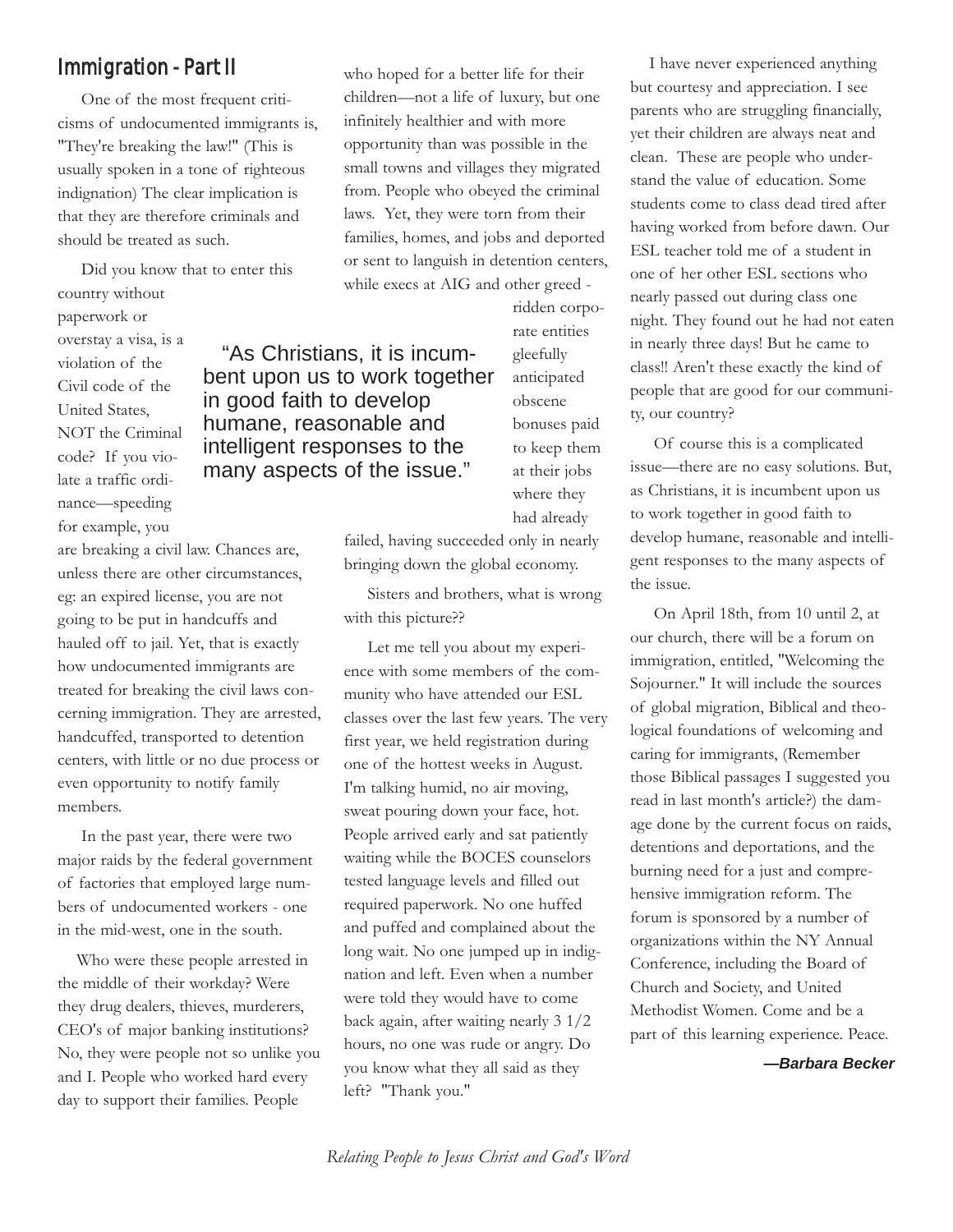## Immigration - Part II

One of the most frequent criticisms of undocumented immigrants is, "They're breaking the law!" (This is usually spoken in a tone of righteous indignation) The clear implication is that they are therefore criminals and should be treated as such.

Did you know that to enter this country without paperwork or overstay a visa, is a violation of the Civil code of the United States, NOT the Criminal code? If you violate a traffic ordinance—speeding for example, you are breaking a civil law. Chances are, unless there are other circumstances, eg: an expired license, you are not going to be put in handcuffs and hauled off to jail. Yet, that is exactly how undocumented immigrants are treated for breaking the civil laws concerning immigration. They are arrested, handcuffed, transported to detention centers, with little or no due process or even opportunity to notify family members.

In the past year, there were two major raids by the federal government of factories that employed large numbers of undocumented workers - one in the mid-west, one in the south.

Who were these people arrested in the middle of their workday? Were they drug dealers, thieves, murderers, CEO's of major banking institutions? No, they were people not so unlike you and I. People who worked hard every day to support their families. People who hoped for a better life for their children—not a life of luxury, but one infinitely healthier and with more opportunity than was possible in the small towns and villages they migrated from. People who obeyed the criminal laws. Yet, they were torn from their families, homes, and jobs and deported or sent to languish in detention centers, while execs at AIG and other greed - ridden corporate entities gleefully anticipated obscene bonuses paid to keep them at their jobs where they had already failed, having succeeded only in nearly bringing down the global economy.

> "As Christians, it is incumbent upon us to work together in good faith to develop humane, reasonable and intelligent responses to the many aspects of the issue."

Sisters and brothers, what is wrong with this picture??

Let me tell you about my experience with some members of the community who have attended our ESL classes over the last few years. The very first year, we held registration during one of the hottest weeks in August. I'm talking humid, no air moving, sweat pouring down your face, hot. People arrived early and sat patiently waiting while the BOCES counselors tested language levels and filled out required paperwork. No one huffed and puffed and complained about the long wait. No one jumped up in indignation and left. Even when a number were told they would have to come back again, after waiting nearly 3 1/2 hours, no one was rude or angry. Do you know what they all said as they left? "Thank you."

I have never experienced anything but courtesy and appreciation. I see parents who are struggling financially, yet their children are always neat and clean. These are people who understand the value of education. Some students come to class dead tired after having worked from before dawn. Our ESL teacher told me of a student in one of her other ESL sections who nearly passed out during class one night. They found out he had not eaten in nearly three days! But he came to class!! Aren't these exactly the kind of people that are good for our community, our country?

Of course this is a complicated issue—there are no easy solutions. But, as Christians, it is incumbent upon us to work together in good faith to develop humane, reasonable and intelligent responses to the many aspects of the issue.

On April 18th, from 10 until 2, at our church, there will be a forum on immigration, entitled, "Welcoming the Sojourner." It will include the sources of global migration, Biblical and theological foundations of welcoming and caring for immigrants, (Remember those Biblical passages I suggested you read in last month's article?) the damage done by the current focus on raids, detentions and deportations, and the burning need for a just and comprehensive immigration reform. The forum is sponsored by a number of organizations within the NY Annual Conference, including the Board of Church and Society, and United Methodist Women. Come and be a part of this learning experience. Peace.

***—Barbara Becker***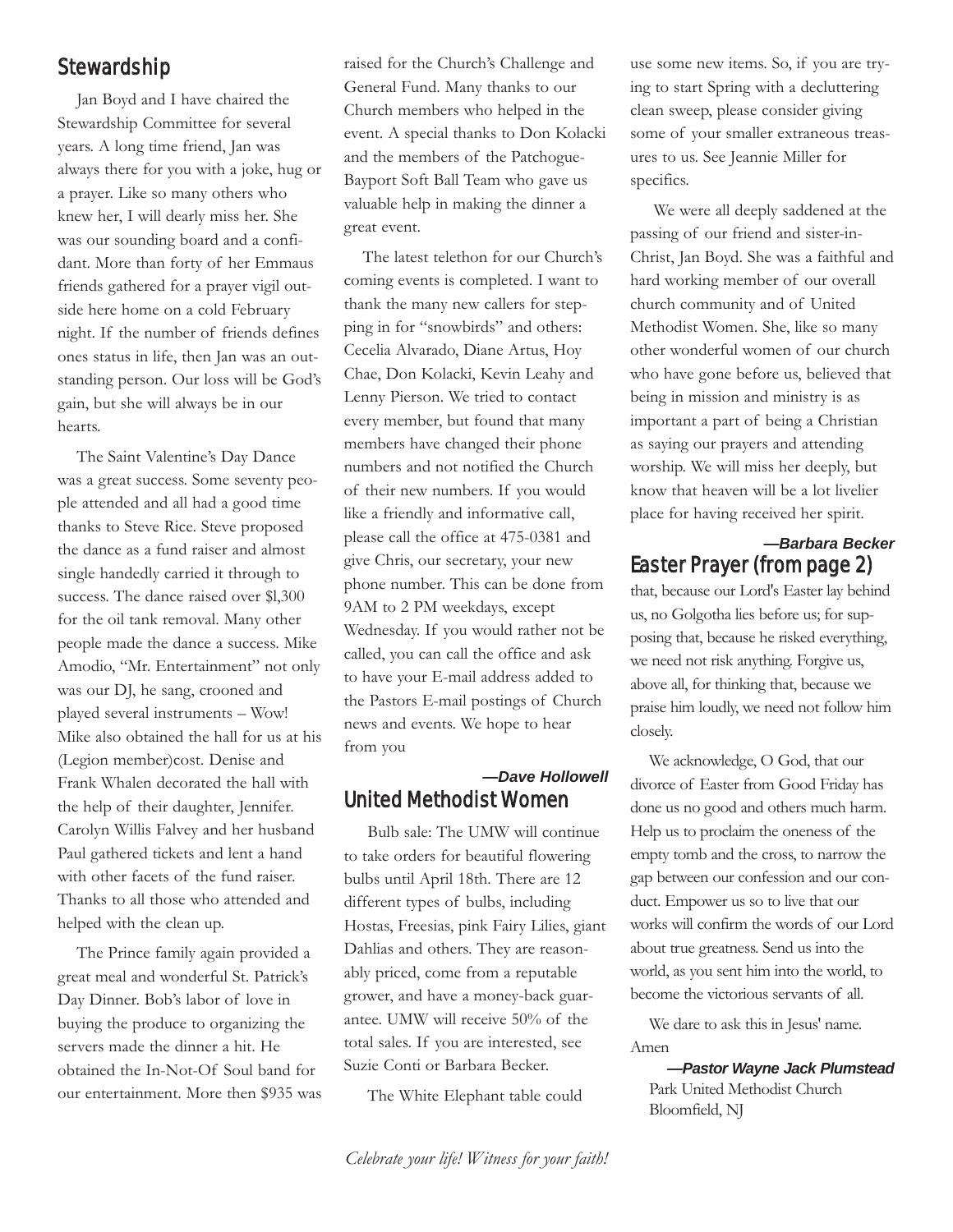## Stewardship

Jan Boyd and I have chaired the Stewardship Committee for several years. A long time friend, Jan was always there for you with a joke, hug or a prayer. Like so many others who knew her, I will dearly miss her. She was our sounding board and a confidant. More than forty of her Emmaus friends gathered for a prayer vigil outside here home on a cold February night. If the number of friends defines ones status in life, then Jan was an outstanding person. Our loss will be God's gain, but she will always be in our hearts.

The Saint Valentine's Day Dance was a great success. Some seventy people attended and all had a good time thanks to Steve Rice. Steve proposed the dance as a fund raiser and almost single handedly carried it through to success. The dance raised over $1,300 for the oil tank removal. Many other people made the dance a success. Mike Amodio, "Mr. Entertainment" not only was our DJ, he sang, crooned and played several instruments – Wow! Mike also obtained the hall for us at his (Legion member)cost. Denise and Frank Whalen decorated the hall with the help of their daughter, Jennifer. Carolyn Willis Falvey and her husband Paul gathered tickets and lent a hand with other facets of the fund raiser. Thanks to all those who attended and helped with the clean up.

The Prince family again provided a great meal and wonderful St. Patrick's Day Dinner. Bob's labor of love in buying the produce to organizing the servers made the dinner a hit. He obtained the In-Not-Of Soul band for our entertainment. More then $935 was raised for the Church's Challenge and General Fund. Many thanks to our Church members who helped in the event. A special thanks to Don Kolacki and the members of the Patchogue-Bayport Soft Ball Team who gave us valuable help in making the dinner a great event.

The latest telethon for our Church's coming events is completed. I want to thank the many new callers for stepping in for "snowbirds" and others: Cecelia Alvarado, Diane Artus, Hoy Chae, Don Kolacki, Kevin Leahy and Lenny Pierson. We tried to contact every member, but found that many members have changed their phone numbers and not notified the Church of their new numbers. If you would like a friendly and informative call, please call the office at 475-0381 and give Chris, our secretary, your new phone number. This can be done from 9AM to 2 PM weekdays, except Wednesday. If you would rather not be called, you can call the office and ask to have your E-mail address added to the Pastors E-mail postings of Church news and events. We hope to hear from you

***—Dave Hollowell***

## United Methodist Women

Bulb sale: The UMW will continue to take orders for beautiful flowering bulbs until April 18th. There are 12 different types of bulbs, including Hostas, Freesias, pink Fairy Lilies, giant Dahlias and others. They are reasonably priced, come from a reputable grower, and have a money-back guarantee. UMW will receive 50% of the total sales. If you are interested, see Suzie Conti or Barbara Becker.

The White Elephant table could use some new items. So, if you are trying to start Spring with a decluttering clean sweep, please consider giving some of your smaller extraneous treasures to us. See Jeannie Miller for specifics.

We were all deeply saddened at the passing of our friend and sister-in-Christ, Jan Boyd. She was a faithful and hard working member of our overall church community and of United Methodist Women. She, like so many other wonderful women of our church who have gone before us, believed that being in mission and ministry is as important a part of being a Christian as saying our prayers and attending worship. We will miss her deeply, but know that heaven will be a lot livelier place for having received her spirit.

***—Barbara Becker***

## Easter Prayer (from page 2)

that, because our Lord's Easter lay behind us, no Golgotha lies before us; for supposing that, because he risked everything, we need not risk anything. Forgive us, above all, for thinking that, because we praise him loudly, we need not follow him closely.

We acknowledge, O God, that our divorce of Easter from Good Friday has done us no good and others much harm. Help us to proclaim the oneness of the empty tomb and the cross, to narrow the gap between our confession and our conduct. Empower us so to live that our works will confirm the words of our Lord about true greatness. Send us into the world, as you sent him into the world, to become the victorious servants of all.

We dare to ask this in Jesus' name. Amen

***—Pastor Wayne Jack Plumstead***
Park United Methodist Church
Bloomfield, NJ

*Celebrate your life! Witness for your faith!*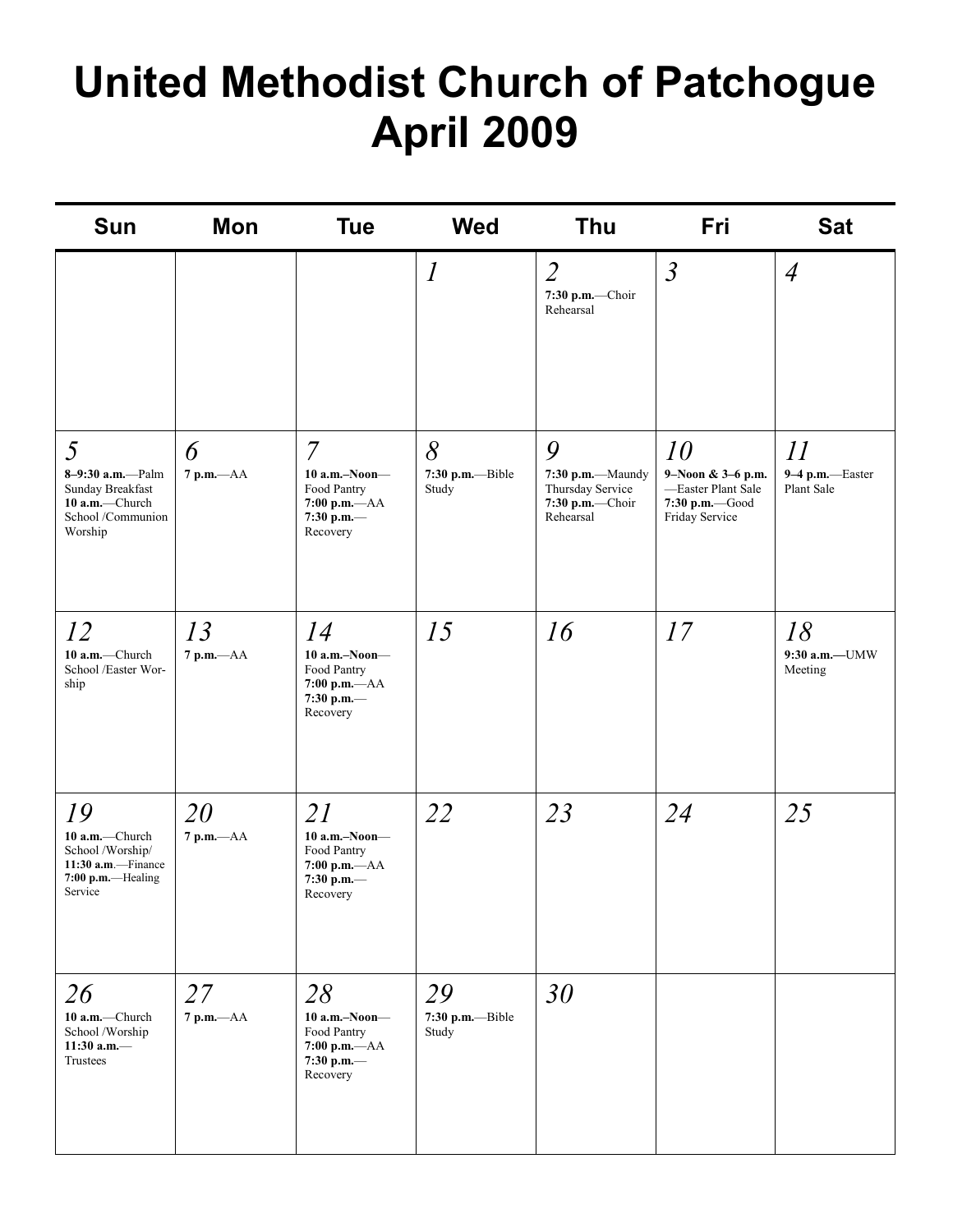# United Methodist Church of Patchogue
# April 2009

| Sun | Mon | Tue | Wed | Thu | Fri | Sat |
| --- | --- | --- | --- | --- | --- | --- |
| | | | *1* | *2*<br>**7:30 p.m.**—Choir Rehearsal | *3* | *4* |
| *5*<br>**8–9:30 a.m.**—Palm Sunday Breakfast<br>**10 a.m.**—Church School /Communion Worship | *6*<br>**7 p.m.**—AA | *7*<br>**10 a.m.–Noon**—Food Pantry<br>**7:00 p.m.**—AA<br>**7:30 p.m.**—Recovery | *8*<br>**7:30 p.m.**—Bible Study | *9*<br>**7:30 p.m.**—Maundy Thursday Service<br>**7:30 p.m.**—Choir Rehearsal | *10*<br>**9–Noon & 3–6 p.m.**—Easter Plant Sale<br>**7:30 p.m.**—Good Friday Service | *11*<br>**9–4 p.m.**—Easter Plant Sale |
| *12*<br>**10 a.m.**—Church School /Easter Worship | *13*<br>**7 p.m.**—AA | *14*<br>**10 a.m.–Noon**—Food Pantry<br>**7:00 p.m.**—AA<br>**7:30 p.m.**—Recovery | *15* | *16* | *17* | *18*<br>**9:30 a.m.—**UMW Meeting |
| *19*<br>**10 a.m.**—Church School /Worship/<br>**11:30 a.m**.—Finance<br>**7:00 p.m.**—Healing Service | *20*<br>**7 p.m.**—AA | *21*<br>**10 a.m.–Noon**—Food Pantry<br>**7:00 p.m.**—AA<br>**7:30 p.m.**—Recovery | *22* | *23* | *24* | *25* |
| *26*<br>**10 a.m.**—Church School /Worship<br>**11:30 a.m.**—Trustees | *27*<br>**7 p.m.**—AA | *28*<br>**10 a.m.–Noon**—Food Pantry<br>**7:00 p.m.**—AA<br>**7:30 p.m.**—Recovery | *29*<br>**7:30 p.m.**—Bible Study | *30* | | |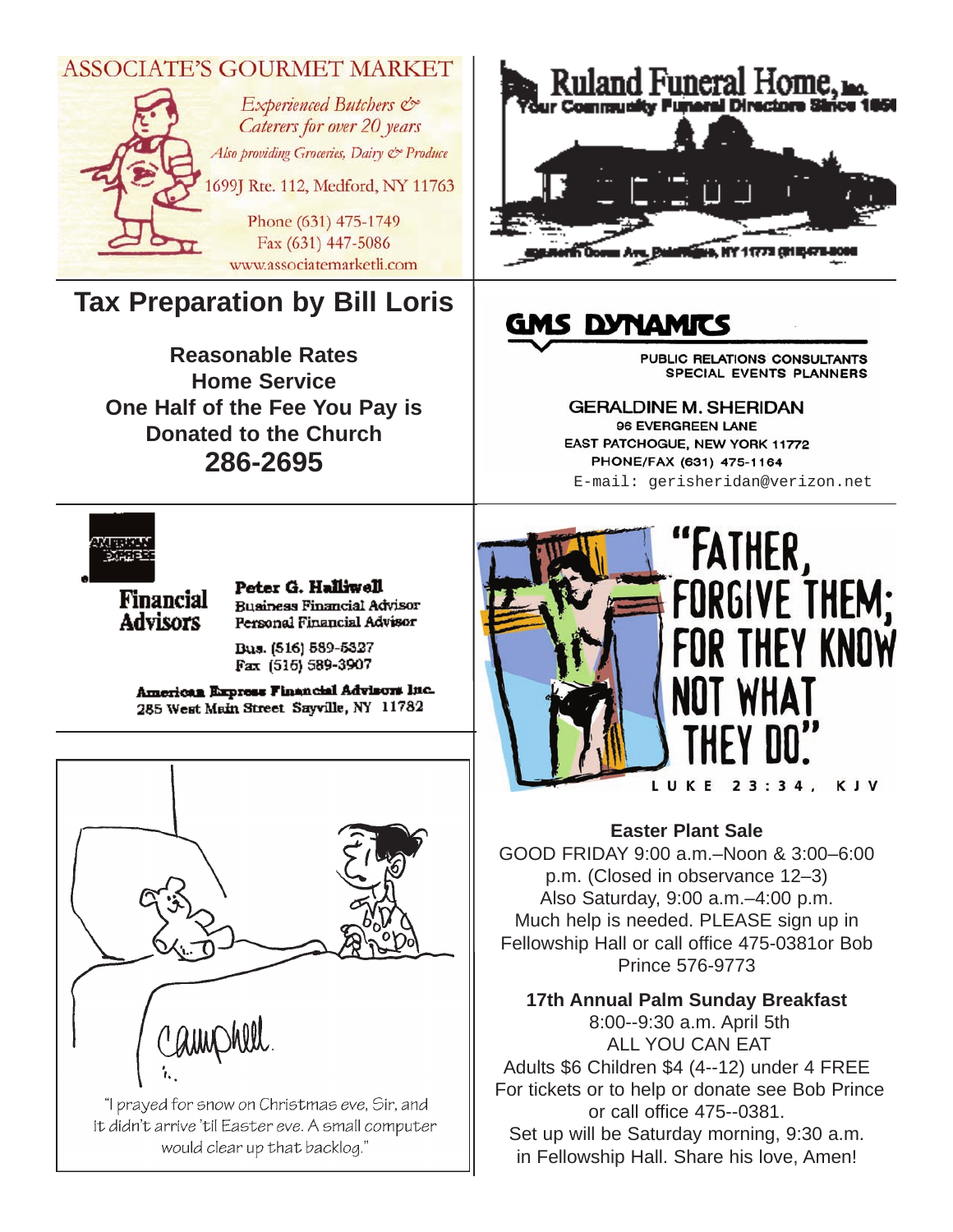## ASSOCIATE'S GOURMET MARKET

*Experienced Butchers & Caterers for over 20 years*

*Also providing Groceries, Dairy & Produce*

1699J Rte. 112, Medford, NY 11763

Phone (631) 475-1749
Fax (631) 447-5086
www.associatemarketli.com

## Ruland Funeral Home, Inc.

Your Community Funeral Directors Since 1850

## Tax Preparation by Bill Loris

**Reasonable Rates**
**Home Service**
**One Half of the Fee You Pay is Donated to the Church**
**286-2695**

## GMS DYNAMICS

PUBLIC RELATIONS CONSULTANTS
SPECIAL EVENTS PLANNERS

GERALDINE M. SHERIDAN
96 EVERGREEN LANE
EAST PATCHOGUE, NEW YORK 11772
PHONE/FAX (631) 475-1164
E-mail: gerisheridan@verizon.net

AMERICAN EXPRESS

**Financial Advisors**

**Peter G. Halliwell**
Business Financial Advisor
Personal Financial Advisor

Bus. (516) 589-5327
Fax (516) 589-3907

**American Express Financial Advisors Inc.**
285 West Main Street Sayville, NY 11782

"FATHER, FORGIVE THEM; FOR THEY KNOW NOT WHAT THEY DO."

LUKE 23:34, KJV

Campbell

"I prayed for snow on Christmas eve, Sir, and it didn't arrive 'til Easter eve. A small computer would clear up that backlog."

**Easter Plant Sale**

GOOD FRIDAY 9:00 a.m.–Noon & 3:00–6:00 p.m. (Closed in observance 12–3)
Also Saturday, 9:00 a.m.–4:00 p.m.
Much help is needed. PLEASE sign up in Fellowship Hall or call office 475-0381or Bob Prince 576-9773

**17th Annual Palm Sunday Breakfast**

8:00--9:30 a.m. April 5th
ALL YOU CAN EAT
Adults $6 Children $4 (4--12) under 4 FREE
For tickets or to help or donate see Bob Prince or call office 475--0381.
Set up will be Saturday morning, 9:30 a.m. in Fellowship Hall. Share his love, Amen!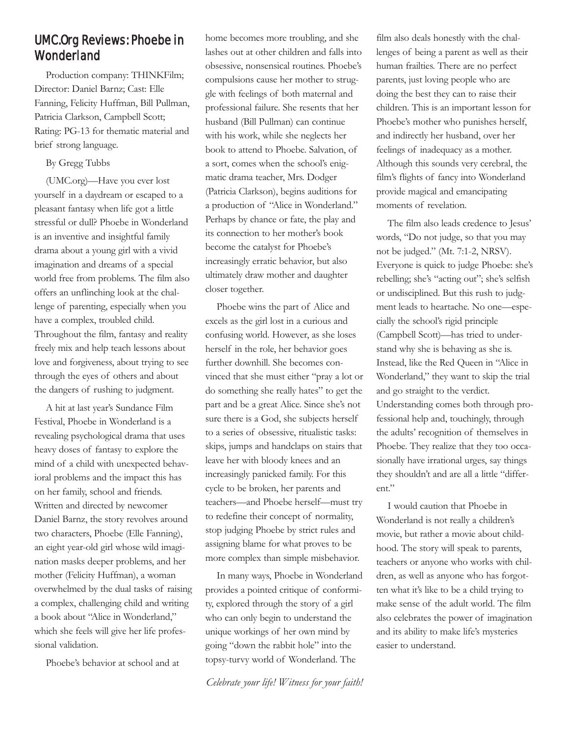## UMC.Org Reviews: Phoebe in Wonderland

Production company: THINKFilm; Director: Daniel Barnz; Cast: Elle Fanning, Felicity Huffman, Bill Pullman, Patricia Clarkson, Campbell Scott; Rating: PG-13 for thematic material and brief strong language.

By Gregg Tubbs

(UMC.org)—Have you ever lost yourself in a daydream or escaped to a pleasant fantasy when life got a little stressful or dull? Phoebe in Wonderland is an inventive and insightful family drama about a young girl with a vivid imagination and dreams of a special world free from problems. The film also offers an unflinching look at the challenge of parenting, especially when you have a complex, troubled child. Throughout the film, fantasy and reality freely mix and help teach lessons about love and forgiveness, about trying to see through the eyes of others and about the dangers of rushing to judgment.

A hit at last year's Sundance Film Festival, Phoebe in Wonderland is a revealing psychological drama that uses heavy doses of fantasy to explore the mind of a child with unexpected behavioral problems and the impact this has on her family, school and friends. Written and directed by newcomer Daniel Barnz, the story revolves around two characters, Phoebe (Elle Fanning), an eight year-old girl whose wild imagination masks deeper problems, and her mother (Felicity Huffman), a woman overwhelmed by the dual tasks of raising a complex, challenging child and writing a book about "Alice in Wonderland," which she feels will give her life professional validation.

Phoebe's behavior at school and at home becomes more troubling, and she lashes out at other children and falls into obsessive, nonsensical routines. Phoebe's compulsions cause her mother to struggle with feelings of both maternal and professional failure. She resents that her husband (Bill Pullman) can continue with his work, while she neglects her book to attend to Phoebe. Salvation, of a sort, comes when the school's enigmatic drama teacher, Mrs. Dodger (Patricia Clarkson), begins auditions for a production of "Alice in Wonderland." Perhaps by chance or fate, the play and its connection to her mother's book become the catalyst for Phoebe's increasingly erratic behavior, but also ultimately draw mother and daughter closer together.

Phoebe wins the part of Alice and excels as the girl lost in a curious and confusing world. However, as she loses herself in the role, her behavior goes further downhill. She becomes convinced that she must either "pray a lot or do something she really hates" to get the part and be a great Alice. Since she's not sure there is a God, she subjects herself to a series of obsessive, ritualistic tasks: skips, jumps and handclaps on stairs that leave her with bloody knees and an increasingly panicked family. For this cycle to be broken, her parents and teachers—and Phoebe herself—must try to redefine their concept of normality, stop judging Phoebe by strict rules and assigning blame for what proves to be more complex than simple misbehavior.

In many ways, Phoebe in Wonderland provides a pointed critique of conformity, explored through the story of a girl who can only begin to understand the unique workings of her own mind by going "down the rabbit hole" into the topsy-turvy world of Wonderland. The film also deals honestly with the challenges of being a parent as well as their human frailties. There are no perfect parents, just loving people who are doing the best they can to raise their children. This is an important lesson for Phoebe's mother who punishes herself, and indirectly her husband, over her feelings of inadequacy as a mother. Although this sounds very cerebral, the film's flights of fancy into Wonderland provide magical and emancipating moments of revelation.

The film also leads credence to Jesus' words, "Do not judge, so that you may not be judged." (Mt. 7:1-2, NRSV). Everyone is quick to judge Phoebe: she's rebelling; she's "acting out"; she's selfish or undisciplined. But this rush to judgment leads to heartache. No one—especially the school's rigid principle (Campbell Scott)—has tried to understand why she is behaving as she is. Instead, like the Red Queen in "Alice in Wonderland," they want to skip the trial and go straight to the verdict. Understanding comes both through professional help and, touchingly, through the adults' recognition of themselves in Phoebe. They realize that they too occasionally have irrational urges, say things they shouldn't and are all a little "different."

I would caution that Phoebe in Wonderland is not really a children's movie, but rather a movie about childhood. The story will speak to parents, teachers or anyone who works with children, as well as anyone who has forgotten what it's like to be a child trying to make sense of the adult world. The film also celebrates the power of imagination and its ability to make life's mysteries easier to understand.

*Celebrate your life! Witness for your faith!*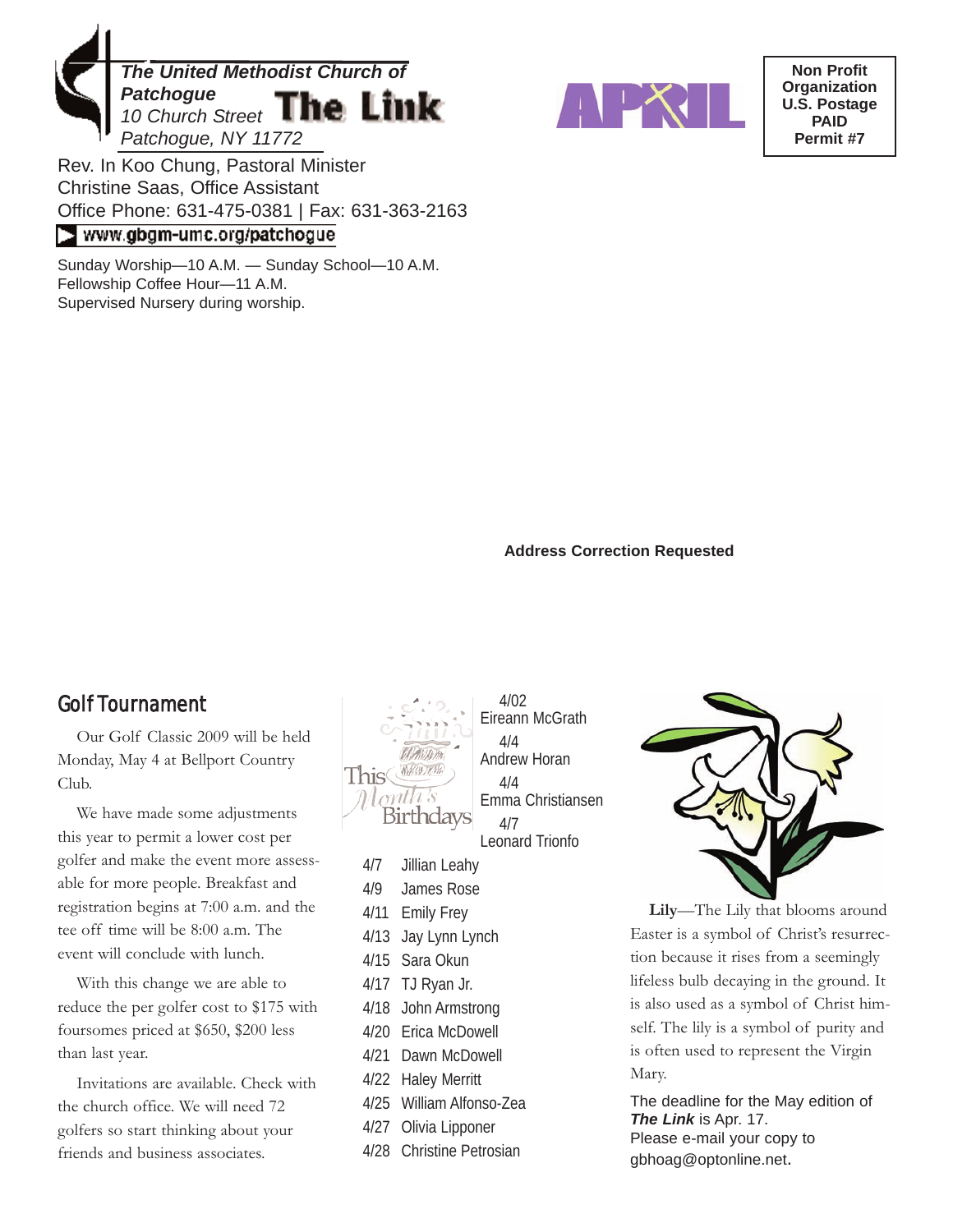**The United Methodist Church of Patchogue**
*10 Church Street*
*Patchogue, NY 11772*

# The Link

# APRIL

Non Profit Organization
U.S. Postage
PAID
Permit #7

Rev. In Koo Chung, Pastoral Minister
Christine Saas, Office Assistant
Office Phone: 631-475-0381 | Fax: 631-363-2163
www.gbgm-umc.org/patchogue

Sunday Worship—10 A.M. — Sunday School—10 A.M.
Fellowship Coffee Hour—11 A.M.
Supervised Nursery during worship.

**Address Correction Requested**

## Golf Tournament

Our Golf Classic 2009 will be held Monday, May 4 at Bellport Country Club.

We have made some adjustments this year to permit a lower cost per golfer and make the event more assessable for more people. Breakfast and registration begins at 7:00 a.m. and the tee off time will be 8:00 a.m. The event will conclude with lunch.

With this change we are able to reduce the per golfer cost to $175 with foursomes priced at $650, $200 less than last year.

Invitations are available. Check with the church office. We will need 72 golfers so start thinking about your friends and business associates.

## This Month's Birthdays

4/02 Eireann McGrath
4/4 Andrew Horan
4/4 Emma Christiansen
4/7 Leonard Trionfo
4/7 Jillian Leahy
4/9 James Rose
4/11 Emily Frey
4/13 Jay Lynn Lynch
4/15 Sara Okun
4/17 TJ Ryan Jr.
4/18 John Armstrong
4/20 Erica McDowell
4/21 Dawn McDowell
4/22 Haley Merritt
4/25 William Alfonso-Zea
4/27 Olivia Lipponer
4/28 Christine Petrosian

**Lily**—The Lily that blooms around Easter is a symbol of Christ's resurrection because it rises from a seemingly lifeless bulb decaying in the ground. It is also used as a symbol of Christ himself. The lily is a symbol of purity and is often used to represent the Virgin Mary.

The deadline for the May edition of ***The Link*** is Apr. 17.
Please e-mail your copy to gbhoag@optonline.net.